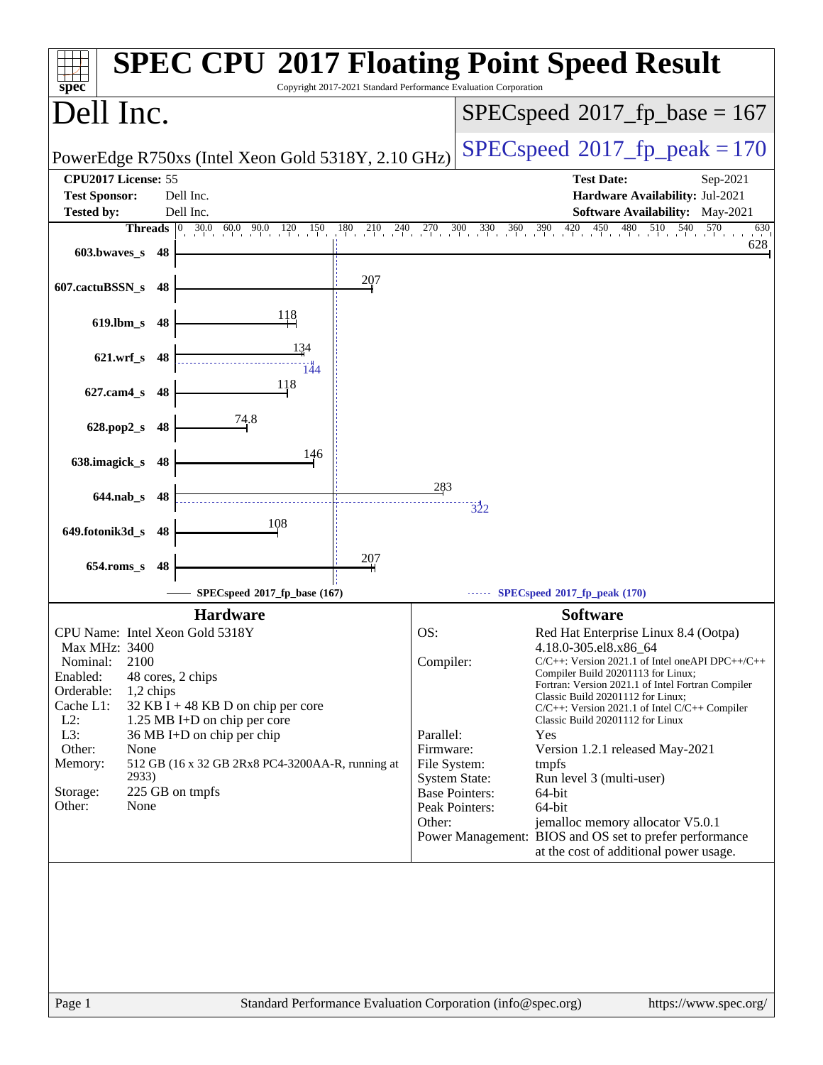# SPEC CPU 2017 Floating Point Speed Result

Copyright 2017-2021 Standard Performance Evaluation Corporation

## Dell Inc.

PowerEdge R750xs (Intel Xeon Gold 5318Y, 2.10 GHz)

SPECspeed 2017_fp_base = 167

SPECspeed 2017_fp_peak = 170

| | | | |
|---|---|---|---|
| **CPU2017 License:** | 55 | **Test Date:** | Sep-2021 |
| **Test Sponsor:** | Dell Inc. | **Hardware Availability:** | Jul-2021 |
| **Tested by:** | Dell Inc. | **Software Availability:** | May-2021 |

| Benchmark | Threads | Base | Peak |
|---|---|---|---|
| 603.bwaves_s | 48 | 628 | |
| 607.cactuBSSN_s | 48 | 207 | |
| 619.lbm_s | 48 | 118 | |
| 621.wrf_s | 48 | 134 | 144 |
| 627.cam4_s | 48 | 118 | |
| 628.pop2_s | 48 | 74.8 | |
| 638.imagick_s | 48 | 146 | |
| 644.nab_s | 48 | 283 | 322 |
| 649.fotonik3d_s | 48 | 108 | |
| 654.roms_s | 48 | 207 | |

SPECspeed 2017_fp_base (167) — SPECspeed 2017_fp_peak (170)

### Hardware

| | |
|---|---|
| CPU Name: | Intel Xeon Gold 5318Y |
| Max MHz: | 3400 |
| Nominal: | 2100 |
| Enabled: | 48 cores, 2 chips |
| Orderable: | 1,2 chips |
| Cache L1: | 32 KB I + 48 KB D on chip per core |
| L2: | 1.25 MB I+D on chip per core |
| L3: | 36 MB I+D on chip per chip |
| Other: | None |
| Memory: | 512 GB (16 x 32 GB 2Rx8 PC4-3200AA-R, running at 2933) |
| Storage: | 225 GB on tmpfs |
| Other: | None |

### Software

| | |
|---|---|
| OS: | Red Hat Enterprise Linux 8.4 (Ootpa) 4.18.0-305.el8.x86_64 |
| Compiler: | C/C++: Version 2021.1 of Intel oneAPI DPC++/C++ Compiler Build 20201113 for Linux; Fortran: Version 2021.1 of Intel Fortran Compiler Classic Build 20201112 for Linux; C/C++: Version 2021.1 of Intel C/C++ Compiler Classic Build 20201112 for Linux |
| Parallel: | Yes |
| Firmware: | Version 1.2.1 released May-2021 |
| File System: | tmpfs |
| System State: | Run level 3 (multi-user) |
| Base Pointers: | 64-bit |
| Peak Pointers: | 64-bit |
| Other: | jemalloc memory allocator V5.0.1 |
| Power Management: | BIOS and OS set to prefer performance at the cost of additional power usage. |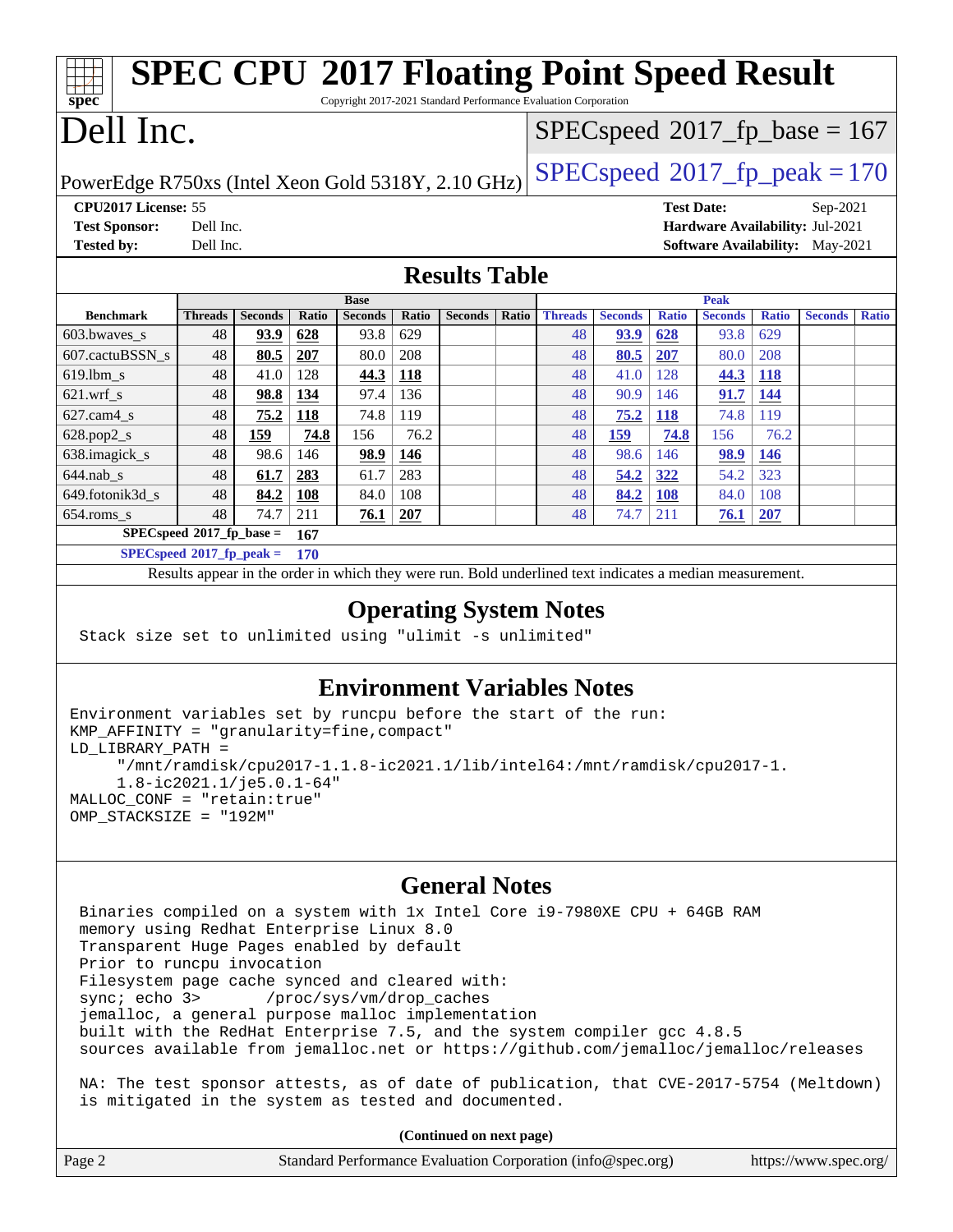# SPEC CPU 2017 Floating Point Speed Result

Copyright 2017-2021 Standard Performance Evaluation Corporation

# Dell Inc.

PowerEdge R750xs (Intel Xeon Gold 5318Y, 2.10 GHz)

SPECspeed 2017_fp_base = 167

SPECspeed 2017_fp_peak = 170

**CPU2017 License:** 55
**Test Sponsor:** Dell Inc.
**Tested by:** Dell Inc.

**Test Date:** Sep-2021
**Hardware Availability:** Jul-2021
**Software Availability:** May-2021

## Results Table

| Benchmark | Base | | | | | | | Peak | | | | | | |
|---|---|---|---|---|---|---|---|---|---|---|---|---|---|---|
| | Threads | Seconds | Ratio | Seconds | Ratio | Seconds | Ratio | Threads | Seconds | Ratio | Seconds | Ratio | Seconds | Ratio |
| 603.bwaves_s | 48 | **93.9** | **628** | 93.8 | 629 | | | 48 | **93.9** | **628** | 93.8 | 629 | | |
| 607.cactuBSSN_s | 48 | **80.5** | **207** | 80.0 | 208 | | | 48 | **80.5** | **207** | 80.0 | 208 | | |
| 619.lbm_s | 48 | 41.0 | 128 | **44.3** | **118** | | | 48 | 41.0 | 128 | **44.3** | **118** | | |
| 621.wrf_s | 48 | **98.8** | **134** | 97.4 | 136 | | | 48 | 90.9 | 146 | **91.7** | **144** | | |
| 627.cam4_s | 48 | **75.2** | **118** | 74.8 | 119 | | | 48 | **75.2** | **118** | 74.8 | 119 | | |
| 628.pop2_s | 48 | **159** | **74.8** | 156 | 76.2 | | | 48 | **159** | **74.8** | 156 | 76.2 | | |
| 638.imagick_s | 48 | 98.6 | 146 | **98.9** | **146** | | | 48 | 98.6 | 146 | **98.9** | **146** | | |
| 644.nab_s | 48 | **61.7** | **283** | 61.7 | 283 | | | 48 | **54.2** | **322** | 54.2 | 323 | | |
| 649.fotonik3d_s | 48 | **84.2** | **108** | 84.0 | 108 | | | 48 | **84.2** | **108** | 84.0 | 108 | | |
| 654.roms_s | 48 | 74.7 | 211 | **76.1** | **207** | | | 48 | 74.7 | 211 | **76.1** | **207** | | |

**SPECspeed 2017_fp_base = 167**

**SPECspeed 2017_fp_peak = 170**

Results appear in the order in which they were run. Bold underlined text indicates a median measurement.

## Operating System Notes

```
Stack size set to unlimited using "ulimit -s unlimited"
```

## Environment Variables Notes

```
Environment variables set by runcpu before the start of the run:
KMP_AFFINITY = "granularity=fine,compact"
LD_LIBRARY_PATH =
     "/mnt/ramdisk/cpu2017-1.1.8-ic2021.1/lib/intel64:/mnt/ramdisk/cpu2017-1.
     1.8-ic2021.1/je5.0.1-64"
MALLOC_CONF = "retain:true"
OMP_STACKSIZE = "192M"
```

## General Notes

```
Binaries compiled on a system with 1x Intel Core i9-7980XE CPU + 64GB RAM
memory using Redhat Enterprise Linux 8.0
Transparent Huge Pages enabled by default
Prior to runcpu invocation
Filesystem page cache synced and cleared with:
sync; echo 3>       /proc/sys/vm/drop_caches
jemalloc, a general purpose malloc implementation
built with the RedHat Enterprise 7.5, and the system compiler gcc 4.8.5
sources available from jemalloc.net or https://github.com/jemalloc/jemalloc/releases

NA: The test sponsor attests, as of date of publication, that CVE-2017-5754 (Meltdown)
is mitigated in the system as tested and documented.
```

**(Continued on next page)**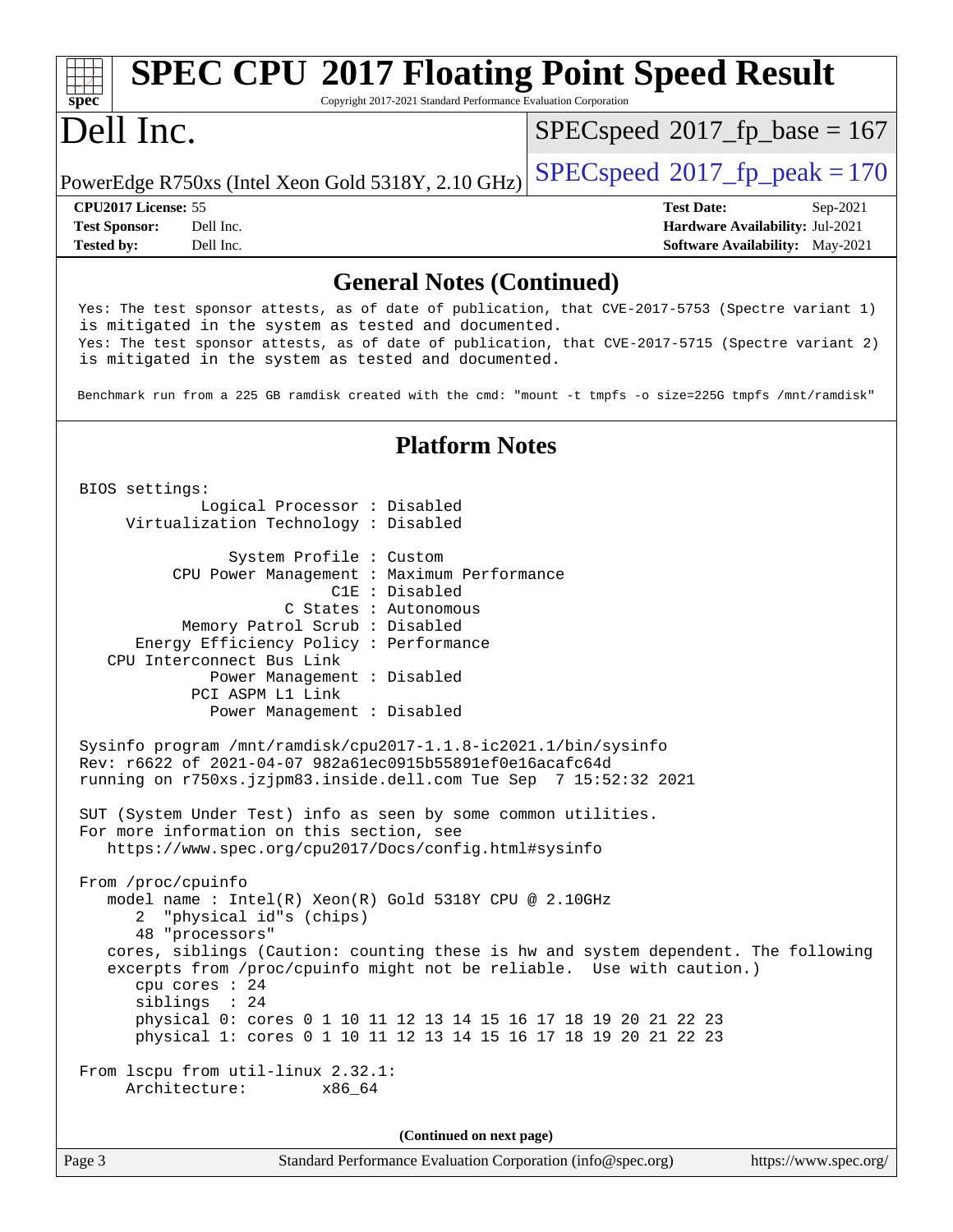# SPEC CPU 2017 Floating Point Speed Result

Copyright 2017-2021 Standard Performance Evaluation Corporation

# Dell Inc.

PowerEdge R750xs (Intel Xeon Gold 5318Y, 2.10 GHz)

SPECspeed 2017_fp_base = 167

SPECspeed 2017_fp_peak = 170

| | | | |
|---|---|---|---|
| **CPU2017 License:** | 55 | **Test Date:** | Sep-2021 |
| **Test Sponsor:** | Dell Inc. | **Hardware Availability:** | Jul-2021 |
| **Tested by:** | Dell Inc. | **Software Availability:** | May-2021 |

## General Notes (Continued)

```
Yes: The test sponsor attests, as of date of publication, that CVE-2017-5753 (Spectre variant 1)
is mitigated in the system as tested and documented.
Yes: The test sponsor attests, as of date of publication, that CVE-2017-5715 (Spectre variant 2)
is mitigated in the system as tested and documented.

Benchmark run from a 225 GB ramdisk created with the cmd: "mount -t tmpfs -o size=225G tmpfs /mnt/ramdisk"
```

## Platform Notes

```
BIOS settings:
          Logical Processor : Disabled
     Virtualization Technology : Disabled

             System Profile : Custom
       CPU Power Management : Maximum Performance
                        C1E : Disabled
                   C States : Autonomous
        Memory Patrol Scrub : Disabled
    Energy Efficiency Policy : Performance
   CPU Interconnect Bus Link
           Power Management : Disabled
          PCI ASPM L1 Link
           Power Management : Disabled

Sysinfo program /mnt/ramdisk/cpu2017-1.1.8-ic2021.1/bin/sysinfo
Rev: r6622 of 2021-04-07 982a61ec0915b55891ef0e16acafc64d
running on r750xs.jzjpm83.inside.dell.com Tue Sep  7 15:52:32 2021

SUT (System Under Test) info as seen by some common utilities.
For more information on this section, see
   https://www.spec.org/cpu2017/Docs/config.html#sysinfo

From /proc/cpuinfo
   model name : Intel(R) Xeon(R) Gold 5318Y CPU @ 2.10GHz
      2  "physical id"s (chips)
      48 "processors"
   cores, siblings (Caution: counting these is hw and system dependent. The following
   excerpts from /proc/cpuinfo might not be reliable.  Use with caution.)
      cpu cores : 24
      siblings  : 24
      physical 0: cores 0 1 10 11 12 13 14 15 16 17 18 19 20 21 22 23
      physical 1: cores 0 1 10 11 12 13 14 15 16 17 18 19 20 21 22 23

From lscpu from util-linux 2.32.1:
     Architecture:        x86_64
```

(Continued on next page)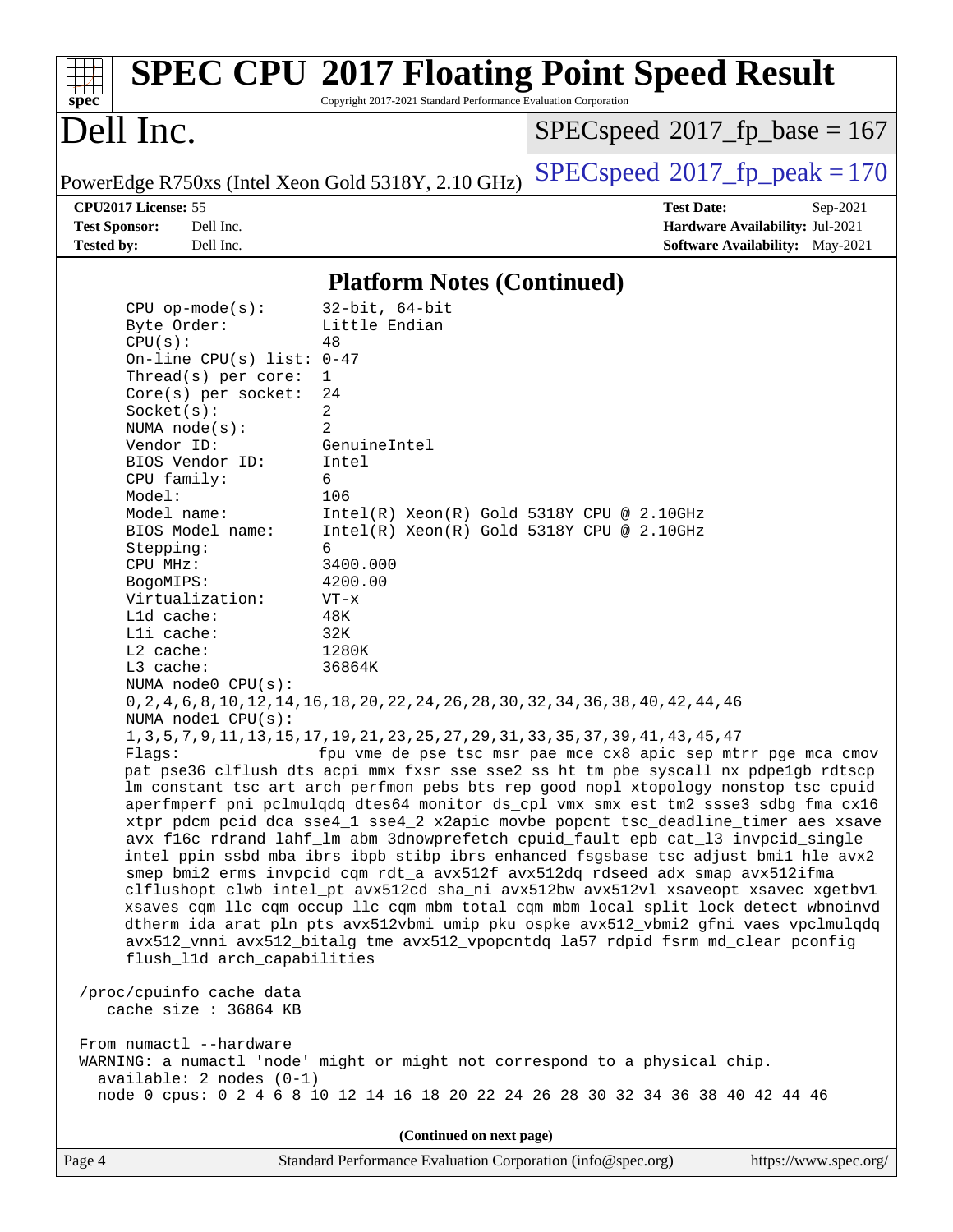## Platform Notes (Continued)

```
     CPU op-mode(s):      32-bit, 64-bit
     Byte Order:          Little Endian
     CPU(s):              48
     On-line CPU(s) list: 0-47
     Thread(s) per core:  1
     Core(s) per socket:  24
     Socket(s):           2
     NUMA node(s):        2
     Vendor ID:           GenuineIntel
     BIOS Vendor ID:      Intel
     CPU family:          6
     Model:               106
     Model name:          Intel(R) Xeon(R) Gold 5318Y CPU @ 2.10GHz
     BIOS Model name:     Intel(R) Xeon(R) Gold 5318Y CPU @ 2.10GHz
     Stepping:            6
     CPU MHz:             3400.000
     BogoMIPS:            4200.00
     Virtualization:      VT-x
     L1d cache:           48K
     L1i cache:           32K
     L2 cache:            1280K
     L3 cache:            36864K
     NUMA node0 CPU(s):
     0,2,4,6,8,10,12,14,16,18,20,22,24,26,28,30,32,34,36,38,40,42,44,46
     NUMA node1 CPU(s):
     1,3,5,7,9,11,13,15,17,19,21,23,25,27,29,31,33,35,37,39,41,43,45,47
     Flags:               fpu vme de pse tsc msr pae mce cx8 apic sep mtrr pge mca cmov
     pat pse36 clflush dts acpi mmx fxsr sse sse2 ss ht tm pbe syscall nx pdpe1gb rdtscp
     lm constant_tsc art arch_perfmon pebs bts rep_good nopl xtopology nonstop_tsc cpuid
     aperfmperf pni pclmulqdq dtes64 monitor ds_cpl vmx smx est tm2 ssse3 sdbg fma cx16
     xtpr pdcm pcid dca sse4_1 sse4_2 x2apic movbe popcnt tsc_deadline_timer aes xsave
     avx f16c rdrand lahf_lm abm 3dnowprefetch cpuid_fault epb cat_l3 invpcid_single
     intel_ppin ssbd mba ibrs ibpb stibp ibrs_enhanced fsgsbase tsc_adjust bmi1 hle avx2
     smep bmi2 erms invpcid cqm rdt_a avx512f avx512dq rdseed adx smap avx512ifma
     clflushopt clwb intel_pt avx512cd sha_ni avx512bw avx512vl xsaveopt xsavec xgetbv1
     xsaves cqm_llc cqm_occup_llc cqm_mbm_total cqm_mbm_local split_lock_detect wbnoinvd
     dtherm ida arat pln pts avx512vbmi umip pku ospke avx512_vbmi2 gfni vaes vpclmulqdq
     avx512_vnni avx512_bitalg tme avx512_vpopcntdq la57 rdpid fsrm md_clear pconfig
     flush_l1d arch_capabilities

 /proc/cpuinfo cache data
    cache size : 36864 KB

 From numactl --hardware
 WARNING: a numactl 'node' might or might not correspond to a physical chip.
   available: 2 nodes (0-1)
   node 0 cpus: 0 2 4 6 8 10 12 14 16 18 20 22 24 26 28 30 32 34 36 38 40 42 44 46
```

(Continued on next page)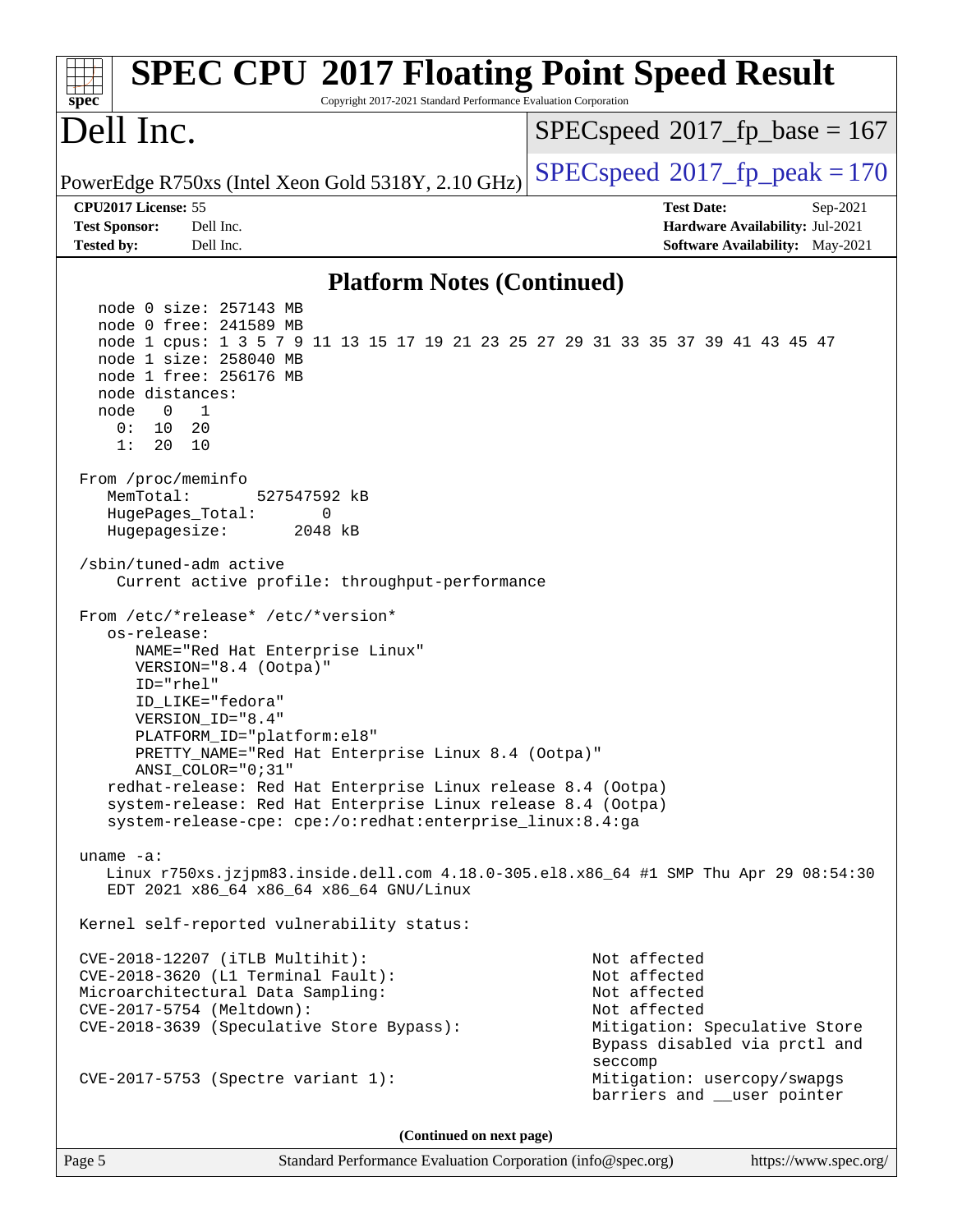## Platform Notes (Continued)

```
  node 0 size: 257143 MB
  node 0 free: 241589 MB
  node 1 cpus: 1 3 5 7 9 11 13 15 17 19 21 23 25 27 29 31 33 35 37 39 41 43 45 47
  node 1 size: 258040 MB
  node 1 free: 256176 MB
  node distances:
  node   0   1
    0:  10  20
    1:  20  10

From /proc/meminfo
   MemTotal:       527547592 kB
   HugePages_Total:       0
   Hugepagesize:       2048 kB

/sbin/tuned-adm active
    Current active profile: throughput-performance

From /etc/*release* /etc/*version*
   os-release:
      NAME="Red Hat Enterprise Linux"
      VERSION="8.4 (Ootpa)"
      ID="rhel"
      ID_LIKE="fedora"
      VERSION_ID="8.4"
      PLATFORM_ID="platform:el8"
      PRETTY_NAME="Red Hat Enterprise Linux 8.4 (Ootpa)"
      ANSI_COLOR="0;31"
   redhat-release: Red Hat Enterprise Linux release 8.4 (Ootpa)
   system-release: Red Hat Enterprise Linux release 8.4 (Ootpa)
   system-release-cpe: cpe:/o:redhat:enterprise_linux:8.4:ga

uname -a:
   Linux r750xs.jzjpm83.inside.dell.com 4.18.0-305.el8.x86_64 #1 SMP Thu Apr 29 08:54:30
   EDT 2021 x86_64 x86_64 x86_64 GNU/Linux

Kernel self-reported vulnerability status:

CVE-2018-12207 (iTLB Multihit):                         Not affected
CVE-2018-3620 (L1 Terminal Fault):                      Not affected
Microarchitectural Data Sampling:                       Not affected
CVE-2017-5754 (Meltdown):                               Not affected
CVE-2018-3639 (Speculative Store Bypass):               Mitigation: Speculative Store
                                                        Bypass disabled via prctl and
                                                        seccomp
CVE-2017-5753 (Spectre variant 1):                      Mitigation: usercopy/swapgs
                                                        barriers and __user pointer
```

(Continued on next page)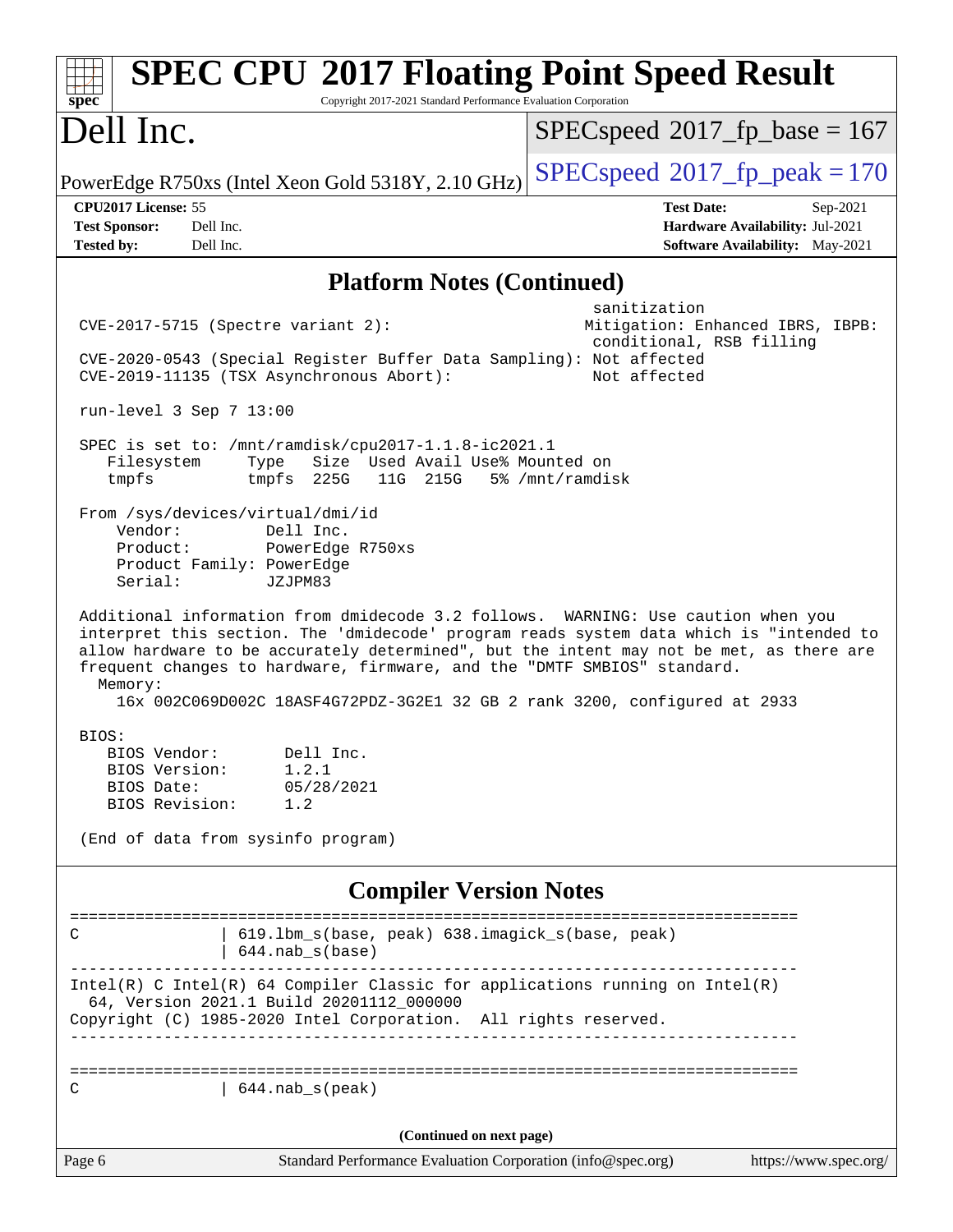# SPEC CPU 2017 Floating Point Speed Result

Copyright 2017-2021 Standard Performance Evaluation Corporation

## Dell Inc.

PowerEdge R750xs (Intel Xeon Gold 5318Y, 2.10 GHz)

SPECspeed 2017_fp_base = 167

SPECspeed 2017_fp_peak = 170

**CPU2017 License:** 55
**Test Sponsor:** Dell Inc.
**Tested by:** Dell Inc.

**Test Date:** Sep-2021
**Hardware Availability:** Jul-2021
**Software Availability:** May-2021

## Platform Notes (Continued)

```
                                                          sanitization
 CVE-2017-5715 (Spectre variant 2):                      Mitigation: Enhanced IBRS, IBPB:
                                                          conditional, RSB filling
 CVE-2020-0543 (Special Register Buffer Data Sampling): Not affected
 CVE-2019-11135 (TSX Asynchronous Abort):                Not affected

 run-level 3 Sep 7 13:00

 SPEC is set to: /mnt/ramdisk/cpu2017-1.1.8-ic2021.1
    Filesystem     Type   Size  Used Avail Use% Mounted on
    tmpfs          tmpfs  225G   11G  215G   5% /mnt/ramdisk

 From /sys/devices/virtual/dmi/id
     Vendor:         Dell Inc.
     Product:        PowerEdge R750xs
     Product Family: PowerEdge
     Serial:         JZJPM83

 Additional information from dmidecode 3.2 follows.  WARNING: Use caution when you
 interpret this section. The 'dmidecode' program reads system data which is "intended to
 allow hardware to be accurately determined", but the intent may not be met, as there are
 frequent changes to hardware, firmware, and the "DMTF SMBIOS" standard.
   Memory:
     16x 002C069D002C 18ASF4G72PDZ-3G2E1 32 GB 2 rank 3200, configured at 2933

 BIOS:
    BIOS Vendor:       Dell Inc.
    BIOS Version:      1.2.1
    BIOS Date:         05/28/2021
    BIOS Revision:     1.2

 (End of data from sysinfo program)
```

## Compiler Version Notes

```
==============================================================================
C               | 619.lbm_s(base, peak) 638.imagick_s(base, peak)
                | 644.nab_s(base)
------------------------------------------------------------------------------
Intel(R) C Intel(R) 64 Compiler Classic for applications running on Intel(R)
  64, Version 2021.1 Build 20201112_000000
Copyright (C) 1985-2020 Intel Corporation.  All rights reserved.
------------------------------------------------------------------------------

==============================================================================
C               | 644.nab_s(peak)
```

(Continued on next page)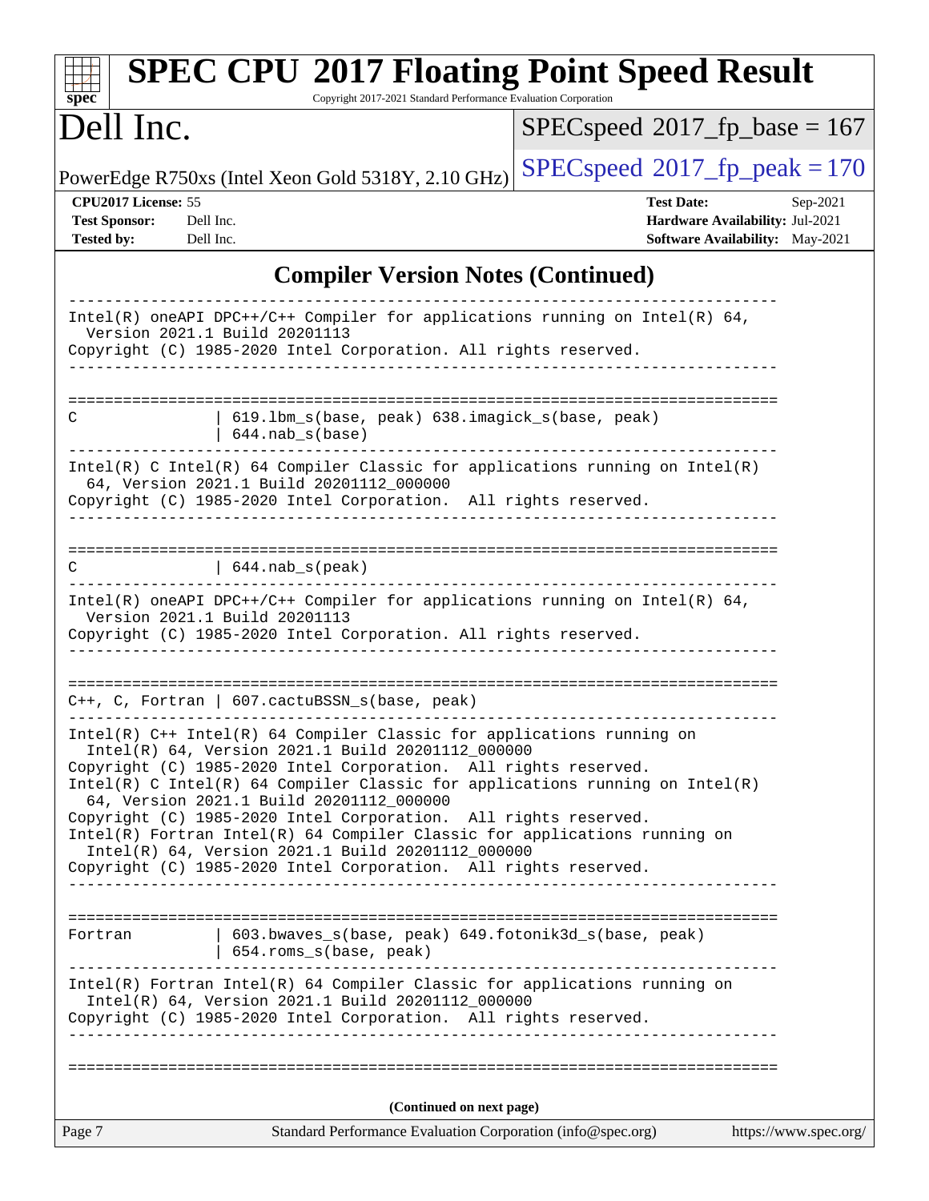## Compiler Version Notes (Continued)

```
------------------------------------------------------------------------------
Intel(R) oneAPI DPC++/C++ Compiler for applications running on Intel(R) 64,
  Version 2021.1 Build 20201113
Copyright (C) 1985-2020 Intel Corporation. All rights reserved.
------------------------------------------------------------------------------

==============================================================================
C               | 619.lbm_s(base, peak) 638.imagick_s(base, peak)
                | 644.nab_s(base)
------------------------------------------------------------------------------
Intel(R) C Intel(R) 64 Compiler Classic for applications running on Intel(R)
  64, Version 2021.1 Build 20201112_000000
Copyright (C) 1985-2020 Intel Corporation.  All rights reserved.
------------------------------------------------------------------------------

==============================================================================
C               | 644.nab_s(peak)
------------------------------------------------------------------------------
Intel(R) oneAPI DPC++/C++ Compiler for applications running on Intel(R) 64,
  Version 2021.1 Build 20201113
Copyright (C) 1985-2020 Intel Corporation. All rights reserved.
------------------------------------------------------------------------------

==============================================================================
C++, C, Fortran | 607.cactuBSSN_s(base, peak)
------------------------------------------------------------------------------
Intel(R) C++ Intel(R) 64 Compiler Classic for applications running on
  Intel(R) 64, Version 2021.1 Build 20201112_000000
Copyright (C) 1985-2020 Intel Corporation.  All rights reserved.
Intel(R) C Intel(R) 64 Compiler Classic for applications running on Intel(R)
  64, Version 2021.1 Build 20201112_000000
Copyright (C) 1985-2020 Intel Corporation.  All rights reserved.
Intel(R) Fortran Intel(R) 64 Compiler Classic for applications running on
  Intel(R) 64, Version 2021.1 Build 20201112_000000
Copyright (C) 1985-2020 Intel Corporation.  All rights reserved.
------------------------------------------------------------------------------

==============================================================================
Fortran         | 603.bwaves_s(base, peak) 649.fotonik3d_s(base, peak)
                | 654.roms_s(base, peak)
------------------------------------------------------------------------------
Intel(R) Fortran Intel(R) 64 Compiler Classic for applications running on
  Intel(R) 64, Version 2021.1 Build 20201112_000000
Copyright (C) 1985-2020 Intel Corporation.  All rights reserved.
------------------------------------------------------------------------------

==============================================================================
```

**(Continued on next page)**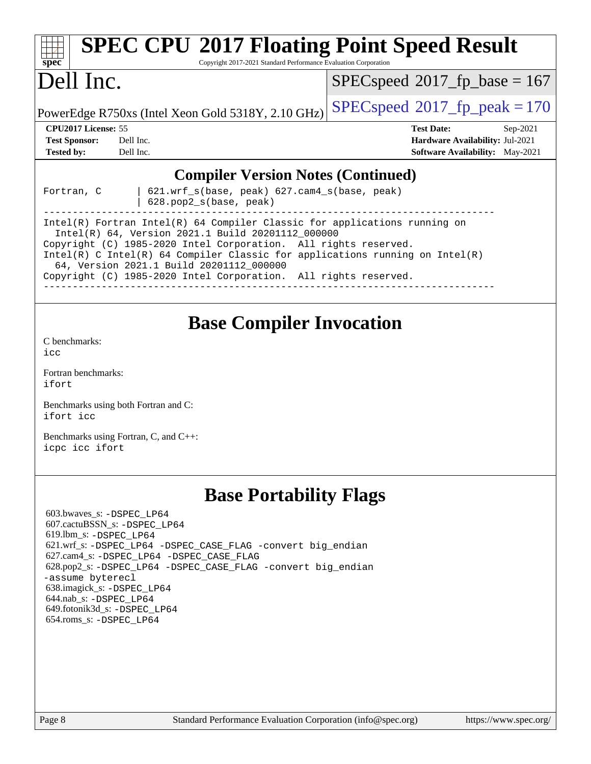## Compiler Version Notes (Continued)

```
Fortran, C       | 621.wrf_s(base, peak) 627.cam4_s(base, peak)
                 | 628.pop2_s(base, peak)
------------------------------------------------------------------------------
Intel(R) Fortran Intel(R) 64 Compiler Classic for applications running on
  Intel(R) 64, Version 2021.1 Build 20201112_000000
Copyright (C) 1985-2020 Intel Corporation.  All rights reserved.
Intel(R) C Intel(R) 64 Compiler Classic for applications running on Intel(R)
  64, Version 2021.1 Build 20201112_000000
Copyright (C) 1985-2020 Intel Corporation.  All rights reserved.
------------------------------------------------------------------------------
```

## Base Compiler Invocation

C benchmarks:
`icc`

Fortran benchmarks:
`ifort`

Benchmarks using both Fortran and C:
`ifort icc`

Benchmarks using Fortran, C, and C++:
`icpc icc ifort`

## Base Portability Flags

603.bwaves_s: `-DSPEC_LP64`
607.cactuBSSN_s: `-DSPEC_LP64`
619.lbm_s: `-DSPEC_LP64`
621.wrf_s: `-DSPEC_LP64 -DSPEC_CASE_FLAG -convert big_endian`
627.cam4_s: `-DSPEC_LP64 -DSPEC_CASE_FLAG`
628.pop2_s: `-DSPEC_LP64 -DSPEC_CASE_FLAG -convert big_endian -assume byterecl`
638.imagick_s: `-DSPEC_LP64`
644.nab_s: `-DSPEC_LP64`
649.fotonik3d_s: `-DSPEC_LP64`
654.roms_s: `-DSPEC_LP64`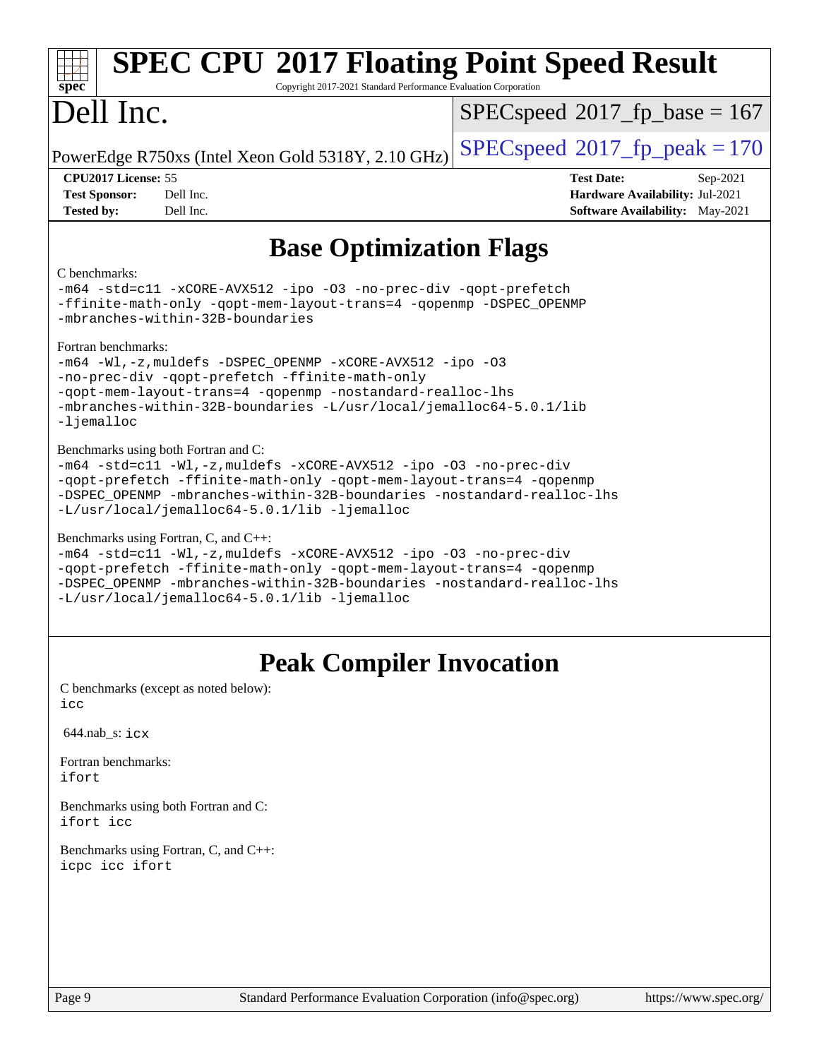# Base Optimization Flags

C benchmarks:

```
-m64 -std=c11 -xCORE-AVX512 -ipo -O3 -no-prec-div -qopt-prefetch
-ffinite-math-only -qopt-mem-layout-trans=4 -qopenmp -DSPEC_OPENMP
-mbranches-within-32B-boundaries
```

Fortran benchmarks:

```
-m64 -Wl,-z,muldefs -DSPEC_OPENMP -xCORE-AVX512 -ipo -O3
-no-prec-div -qopt-prefetch -ffinite-math-only
-qopt-mem-layout-trans=4 -qopenmp -nostandard-realloc-lhs
-mbranches-within-32B-boundaries -L/usr/local/jemalloc64-5.0.1/lib
-ljemalloc
```

Benchmarks using both Fortran and C:

```
-m64 -std=c11 -Wl,-z,muldefs -xCORE-AVX512 -ipo -O3 -no-prec-div
-qopt-prefetch -ffinite-math-only -qopt-mem-layout-trans=4 -qopenmp
-DSPEC_OPENMP -mbranches-within-32B-boundaries -nostandard-realloc-lhs
-L/usr/local/jemalloc64-5.0.1/lib -ljemalloc
```

Benchmarks using Fortran, C, and C++:

```
-m64 -std=c11 -Wl,-z,muldefs -xCORE-AVX512 -ipo -O3 -no-prec-div
-qopt-prefetch -ffinite-math-only -qopt-mem-layout-trans=4 -qopenmp
-DSPEC_OPENMP -mbranches-within-32B-boundaries -nostandard-realloc-lhs
-L/usr/local/jemalloc64-5.0.1/lib -ljemalloc
```

# Peak Compiler Invocation

C benchmarks (except as noted below):
`icc`

644.nab_s: `icx`

Fortran benchmarks:
`ifort`

Benchmarks using both Fortran and C:
`ifort icc`

Benchmarks using Fortran, C, and C++:
`icpc icc ifort`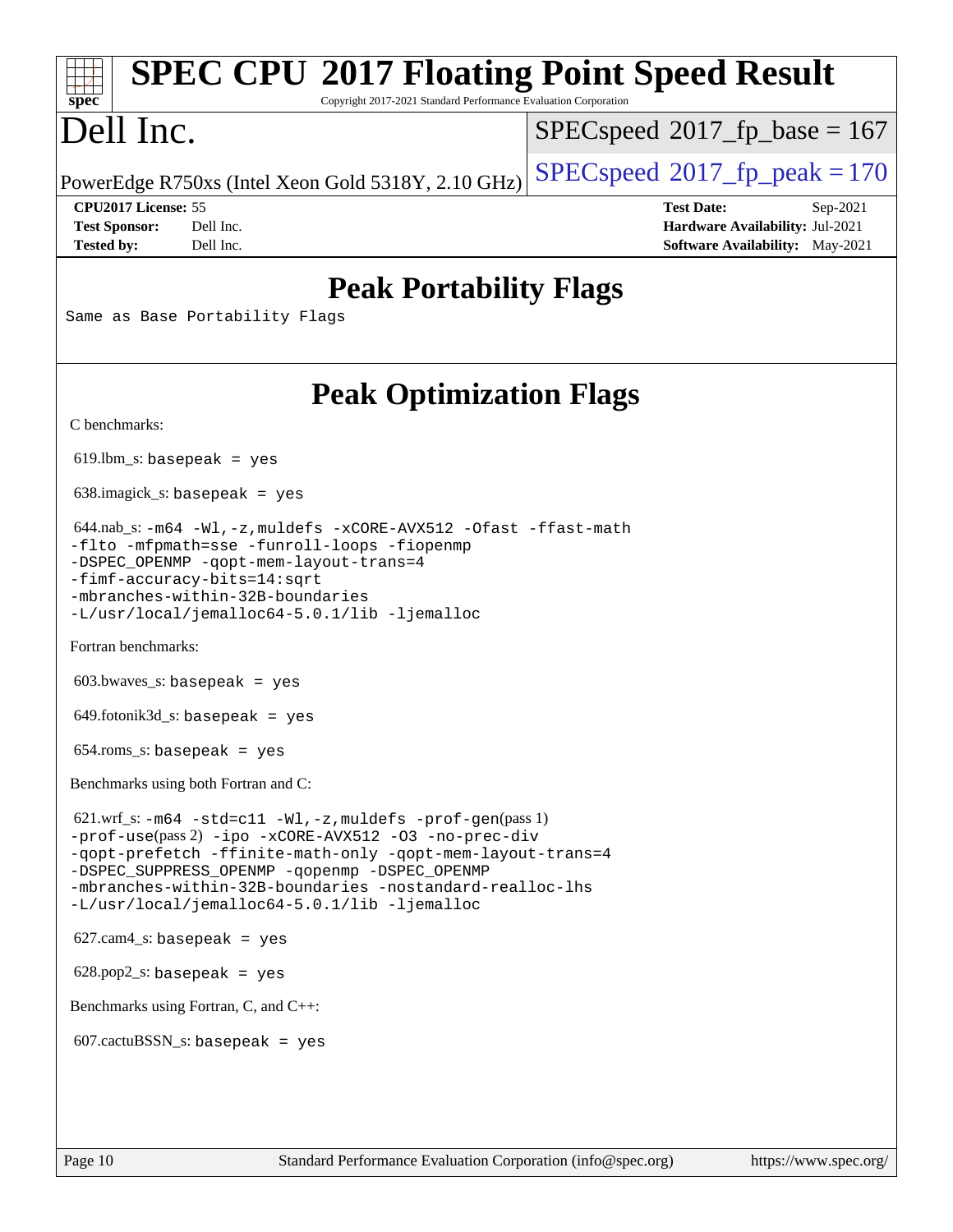# Peak Portability Flags

```
Same as Base Portability Flags
```

# Peak Optimization Flags

C benchmarks:

619.lbm_s: `basepeak = yes`

638.imagick_s: `basepeak = yes`

644.nab_s:
```
-m64 -Wl,-z,muldefs -xCORE-AVX512 -Ofast -ffast-math
-flto -mfpmath=sse -funroll-loops -fiopenmp
-DSPEC_OPENMP -qopt-mem-layout-trans=4
-fimf-accuracy-bits=14:sqrt
-mbranches-within-32B-boundaries
-L/usr/local/jemalloc64-5.0.1/lib -ljemalloc
```

Fortran benchmarks:

603.bwaves_s: `basepeak = yes`

649.fotonik3d_s: `basepeak = yes`

654.roms_s: `basepeak = yes`

Benchmarks using both Fortran and C:

621.wrf_s:
```
-m64 -std=c11 -Wl,-z,muldefs -prof-gen(pass 1)
-prof-use(pass 2) -ipo -xCORE-AVX512 -O3 -no-prec-div
-qopt-prefetch -ffinite-math-only -qopt-mem-layout-trans=4
-DSPEC_SUPPRESS_OPENMP -qopenmp -DSPEC_OPENMP
-mbranches-within-32B-boundaries -nostandard-realloc-lhs
-L/usr/local/jemalloc64-5.0.1/lib -ljemalloc
```

627.cam4_s: `basepeak = yes`

628.pop2_s: `basepeak = yes`

Benchmarks using Fortran, C, and C++:

607.cactuBSSN_s: `basepeak = yes`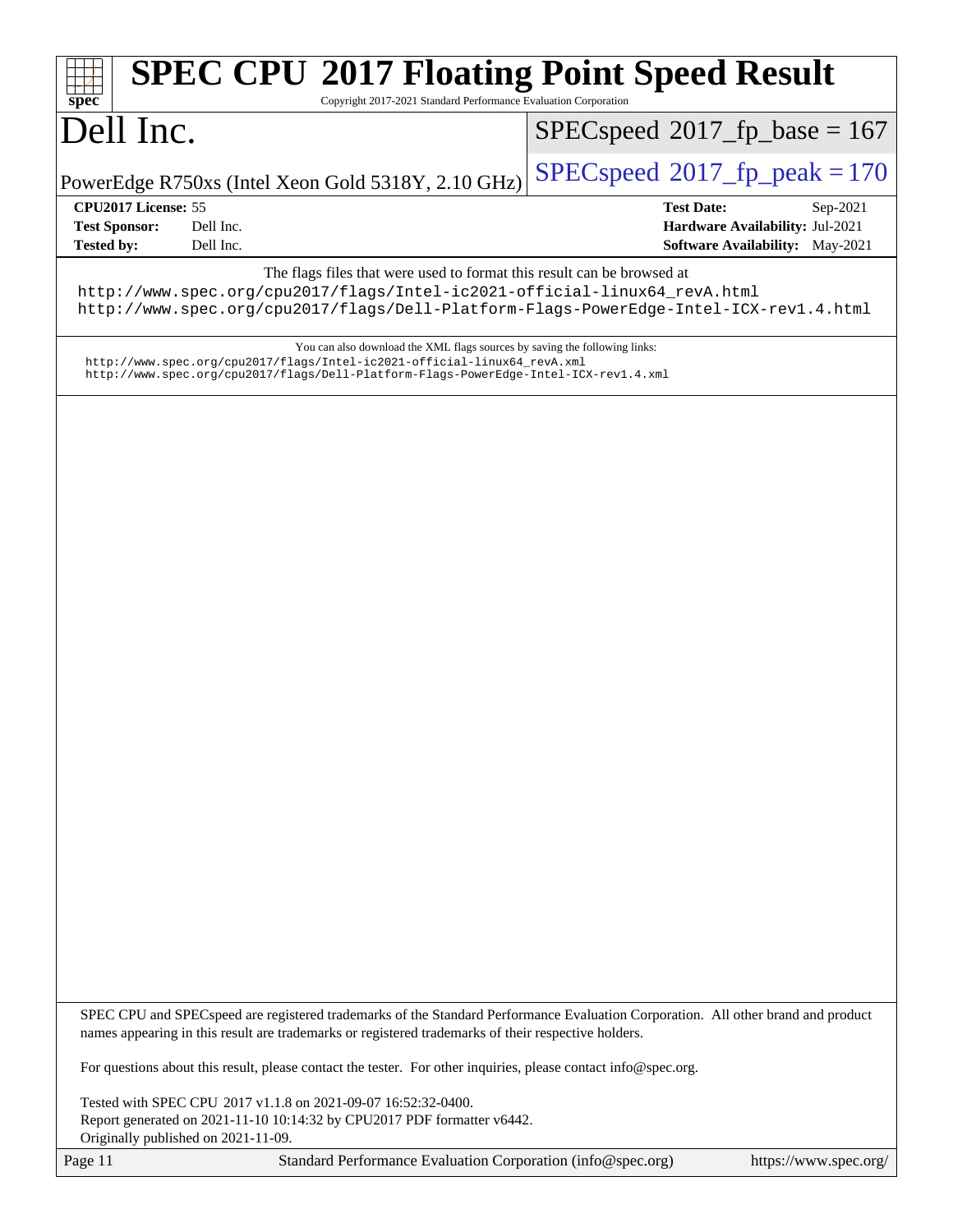The flags files that were used to format this result can be browsed at
http://www.spec.org/cpu2017/flags/Intel-ic2021-official-linux64_revA.html
http://www.spec.org/cpu2017/flags/Dell-Platform-Flags-PowerEdge-Intel-ICX-rev1.4.html

You can also download the XML flags sources by saving the following links:
http://www.spec.org/cpu2017/flags/Intel-ic2021-official-linux64_revA.xml
http://www.spec.org/cpu2017/flags/Dell-Platform-Flags-PowerEdge-Intel-ICX-rev1.4.xml

SPEC CPU and SPECspeed are registered trademarks of the Standard Performance Evaluation Corporation. All other brand and product names appearing in this result are trademarks or registered trademarks of their respective holders.

For questions about this result, please contact the tester. For other inquiries, please contact info@spec.org.

Tested with SPEC CPU 2017 v1.1.8 on 2021-09-07 16:52:32-0400.
Report generated on 2021-11-10 10:14:32 by CPU2017 PDF formatter v6442.
Originally published on 2021-11-09.